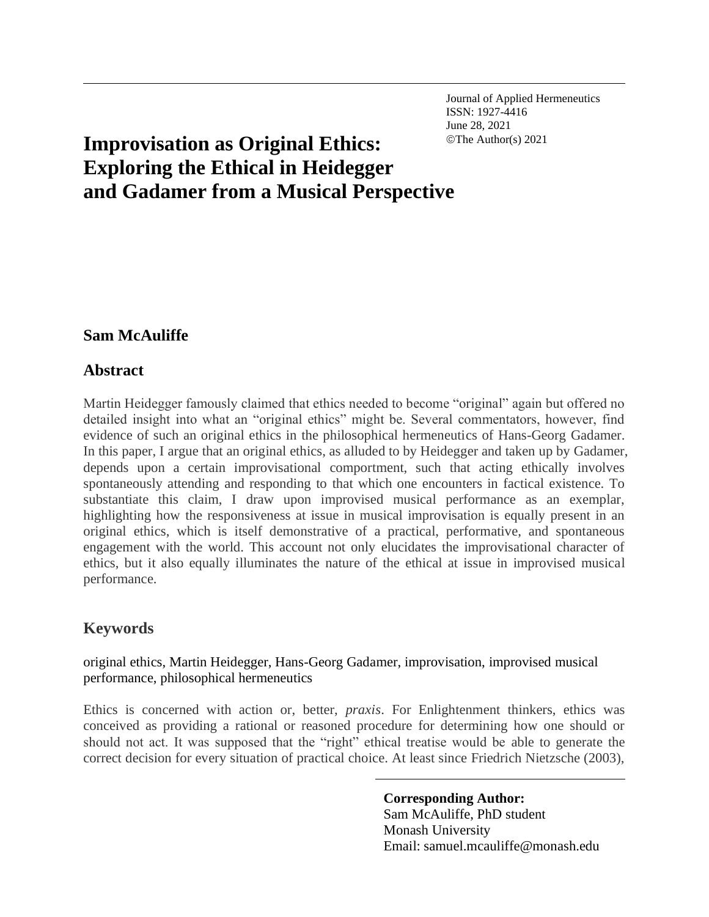Journal of Applied Hermeneutics
ISSN: 1927-4416
June 28, 2021
©The Author(s) 2021

# Improvisation as Original Ethics: Exploring the Ethical in Heidegger and Gadamer from a Musical Perspective

**Sam McAuliffe**

## Abstract

Martin Heidegger famously claimed that ethics needed to become "original" again but offered no detailed insight into what an "original ethics" might be. Several commentators, however, find evidence of such an original ethics in the philosophical hermeneutics of Hans-Georg Gadamer. In this paper, I argue that an original ethics, as alluded to by Heidegger and taken up by Gadamer, depends upon a certain improvisational comportment, such that acting ethically involves spontaneously attending and responding to that which one encounters in factical existence. To substantiate this claim, I draw upon improvised musical performance as an exemplar, highlighting how the responsiveness at issue in musical improvisation is equally present in an original ethics, which is itself demonstrative of a practical, performative, and spontaneous engagement with the world. This account not only elucidates the improvisational character of ethics, but it also equally illuminates the nature of the ethical at issue in improvised musical performance.

## Keywords

original ethics, Martin Heidegger, Hans-Georg Gadamer, improvisation, improvised musical performance, philosophical hermeneutics

Ethics is concerned with action or, better, *praxis*. For Enlightenment thinkers, ethics was conceived as providing a rational or reasoned procedure for determining how one should or should not act. It was supposed that the "right" ethical treatise would be able to generate the correct decision for every situation of practical choice. At least since Friedrich Nietzsche (2003),

**Corresponding Author:**
Sam McAuliffe, PhD student
Monash University
Email: samuel.mcauliffe@monash.edu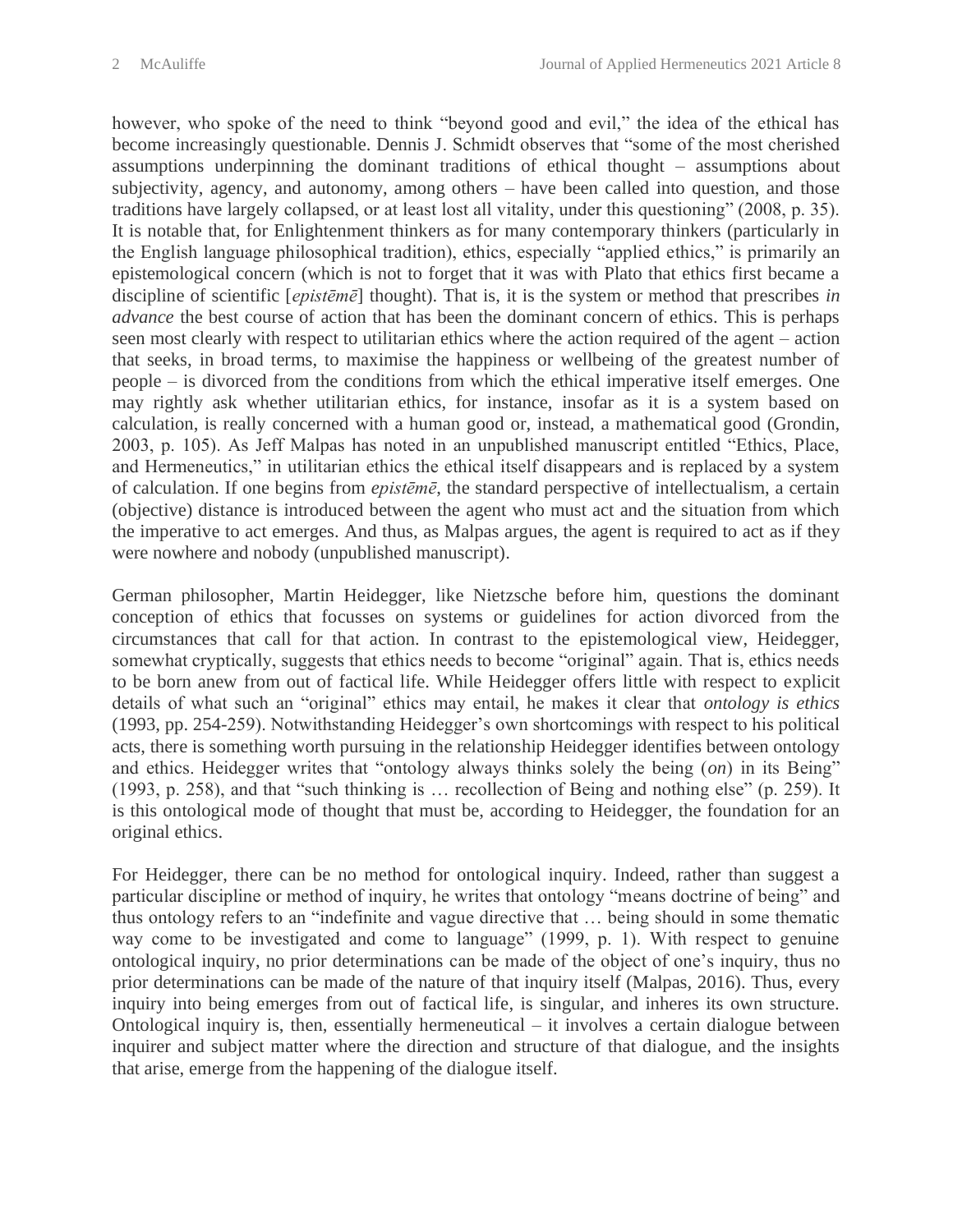however, who spoke of the need to think "beyond good and evil," the idea of the ethical has become increasingly questionable. Dennis J. Schmidt observes that "some of the most cherished assumptions underpinning the dominant traditions of ethical thought – assumptions about subjectivity, agency, and autonomy, among others – have been called into question, and those traditions have largely collapsed, or at least lost all vitality, under this questioning" (2008, p. 35). It is notable that, for Enlightenment thinkers as for many contemporary thinkers (particularly in the English language philosophical tradition), ethics, especially "applied ethics," is primarily an epistemological concern (which is not to forget that it was with Plato that ethics first became a discipline of scientific [*epistēmē*] thought). That is, it is the system or method that prescribes *in advance* the best course of action that has been the dominant concern of ethics. This is perhaps seen most clearly with respect to utilitarian ethics where the action required of the agent – action that seeks, in broad terms, to maximise the happiness or wellbeing of the greatest number of people – is divorced from the conditions from which the ethical imperative itself emerges. One may rightly ask whether utilitarian ethics, for instance, insofar as it is a system based on calculation, is really concerned with a human good or, instead, a mathematical good (Grondin, 2003, p. 105). As Jeff Malpas has noted in an unpublished manuscript entitled "Ethics, Place, and Hermeneutics," in utilitarian ethics the ethical itself disappears and is replaced by a system of calculation. If one begins from *epistēmē*, the standard perspective of intellectualism, a certain (objective) distance is introduced between the agent who must act and the situation from which the imperative to act emerges. And thus, as Malpas argues, the agent is required to act as if they were nowhere and nobody (unpublished manuscript).

German philosopher, Martin Heidegger, like Nietzsche before him, questions the dominant conception of ethics that focusses on systems or guidelines for action divorced from the circumstances that call for that action. In contrast to the epistemological view, Heidegger, somewhat cryptically, suggests that ethics needs to become "original" again. That is, ethics needs to be born anew from out of factical life. While Heidegger offers little with respect to explicit details of what such an "original" ethics may entail, he makes it clear that *ontology is ethics* (1993, pp. 254-259). Notwithstanding Heidegger's own shortcomings with respect to his political acts, there is something worth pursuing in the relationship Heidegger identifies between ontology and ethics. Heidegger writes that "ontology always thinks solely the being (*on*) in its Being" (1993, p. 258), and that "such thinking is … recollection of Being and nothing else" (p. 259). It is this ontological mode of thought that must be, according to Heidegger, the foundation for an original ethics.

For Heidegger, there can be no method for ontological inquiry. Indeed, rather than suggest a particular discipline or method of inquiry, he writes that ontology "means doctrine of being" and thus ontology refers to an "indefinite and vague directive that … being should in some thematic way come to be investigated and come to language" (1999, p. 1). With respect to genuine ontological inquiry, no prior determinations can be made of the object of one's inquiry, thus no prior determinations can be made of the nature of that inquiry itself (Malpas, 2016). Thus, every inquiry into being emerges from out of factical life, is singular, and inheres its own structure. Ontological inquiry is, then, essentially hermeneutical – it involves a certain dialogue between inquirer and subject matter where the direction and structure of that dialogue, and the insights that arise, emerge from the happening of the dialogue itself.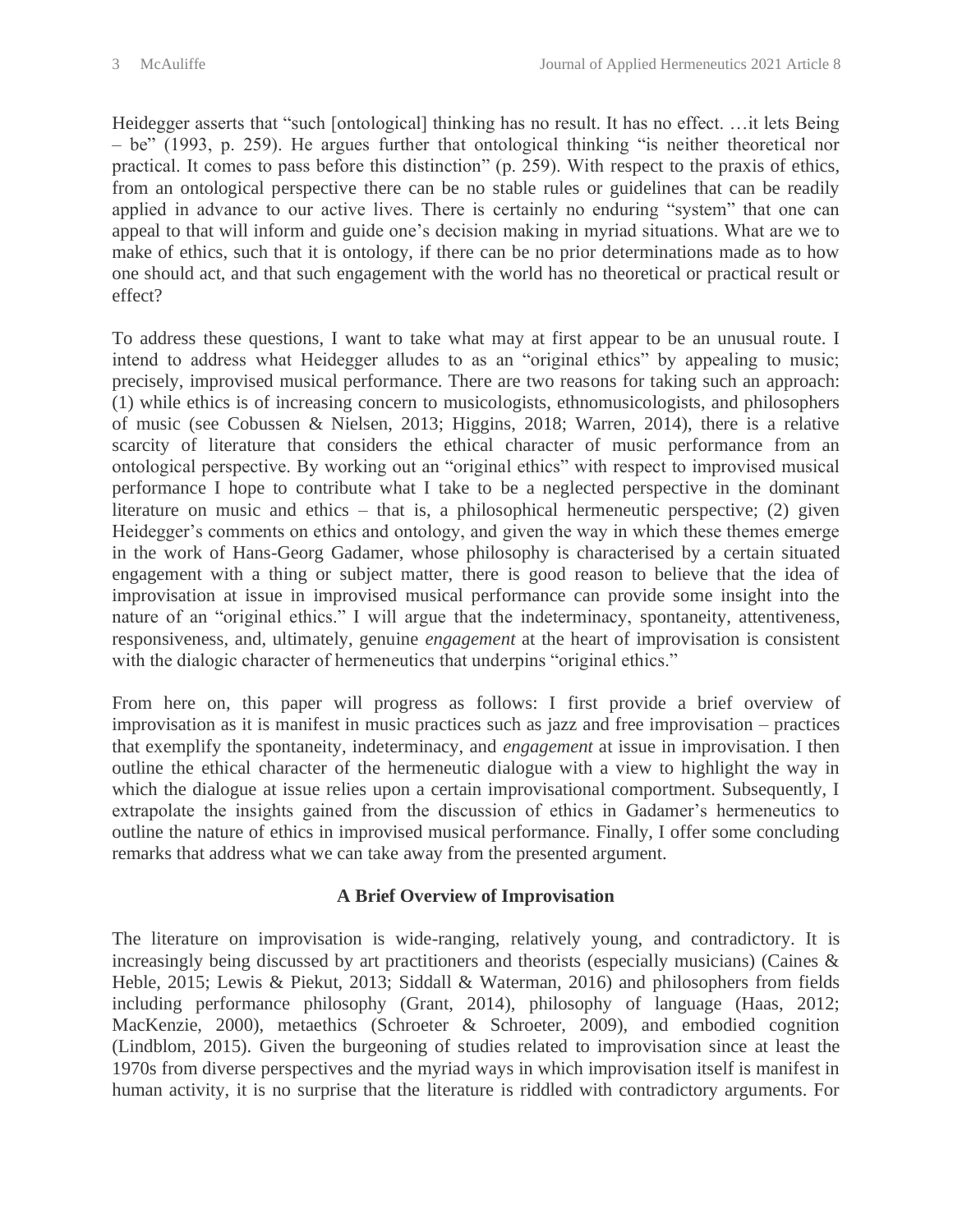Heidegger asserts that "such [ontological] thinking has no result. It has no effect. …it lets Being – be" (1993, p. 259). He argues further that ontological thinking "is neither theoretical nor practical. It comes to pass before this distinction" (p. 259). With respect to the praxis of ethics, from an ontological perspective there can be no stable rules or guidelines that can be readily applied in advance to our active lives. There is certainly no enduring "system" that one can appeal to that will inform and guide one's decision making in myriad situations. What are we to make of ethics, such that it is ontology, if there can be no prior determinations made as to how one should act, and that such engagement with the world has no theoretical or practical result or effect?

To address these questions, I want to take what may at first appear to be an unusual route. I intend to address what Heidegger alludes to as an "original ethics" by appealing to music; precisely, improvised musical performance. There are two reasons for taking such an approach: (1) while ethics is of increasing concern to musicologists, ethnomusicologists, and philosophers of music (see Cobussen & Nielsen, 2013; Higgins, 2018; Warren, 2014), there is a relative scarcity of literature that considers the ethical character of music performance from an ontological perspective. By working out an "original ethics" with respect to improvised musical performance I hope to contribute what I take to be a neglected perspective in the dominant literature on music and ethics – that is, a philosophical hermeneutic perspective; (2) given Heidegger's comments on ethics and ontology, and given the way in which these themes emerge in the work of Hans-Georg Gadamer, whose philosophy is characterised by a certain situated engagement with a thing or subject matter, there is good reason to believe that the idea of improvisation at issue in improvised musical performance can provide some insight into the nature of an "original ethics." I will argue that the indeterminacy, spontaneity, attentiveness, responsiveness, and, ultimately, genuine *engagement* at the heart of improvisation is consistent with the dialogic character of hermeneutics that underpins "original ethics."

From here on, this paper will progress as follows: I first provide a brief overview of improvisation as it is manifest in music practices such as jazz and free improvisation – practices that exemplify the spontaneity, indeterminacy, and *engagement* at issue in improvisation. I then outline the ethical character of the hermeneutic dialogue with a view to highlight the way in which the dialogue at issue relies upon a certain improvisational comportment. Subsequently, I extrapolate the insights gained from the discussion of ethics in Gadamer's hermeneutics to outline the nature of ethics in improvised musical performance. Finally, I offer some concluding remarks that address what we can take away from the presented argument.

## A Brief Overview of Improvisation

The literature on improvisation is wide-ranging, relatively young, and contradictory. It is increasingly being discussed by art practitioners and theorists (especially musicians) (Caines & Heble, 2015; Lewis & Piekut, 2013; Siddall & Waterman, 2016) and philosophers from fields including performance philosophy (Grant, 2014), philosophy of language (Haas, 2012; MacKenzie, 2000), metaethics (Schroeter & Schroeter, 2009), and embodied cognition (Lindblom, 2015). Given the burgeoning of studies related to improvisation since at least the 1970s from diverse perspectives and the myriad ways in which improvisation itself is manifest in human activity, it is no surprise that the literature is riddled with contradictory arguments. For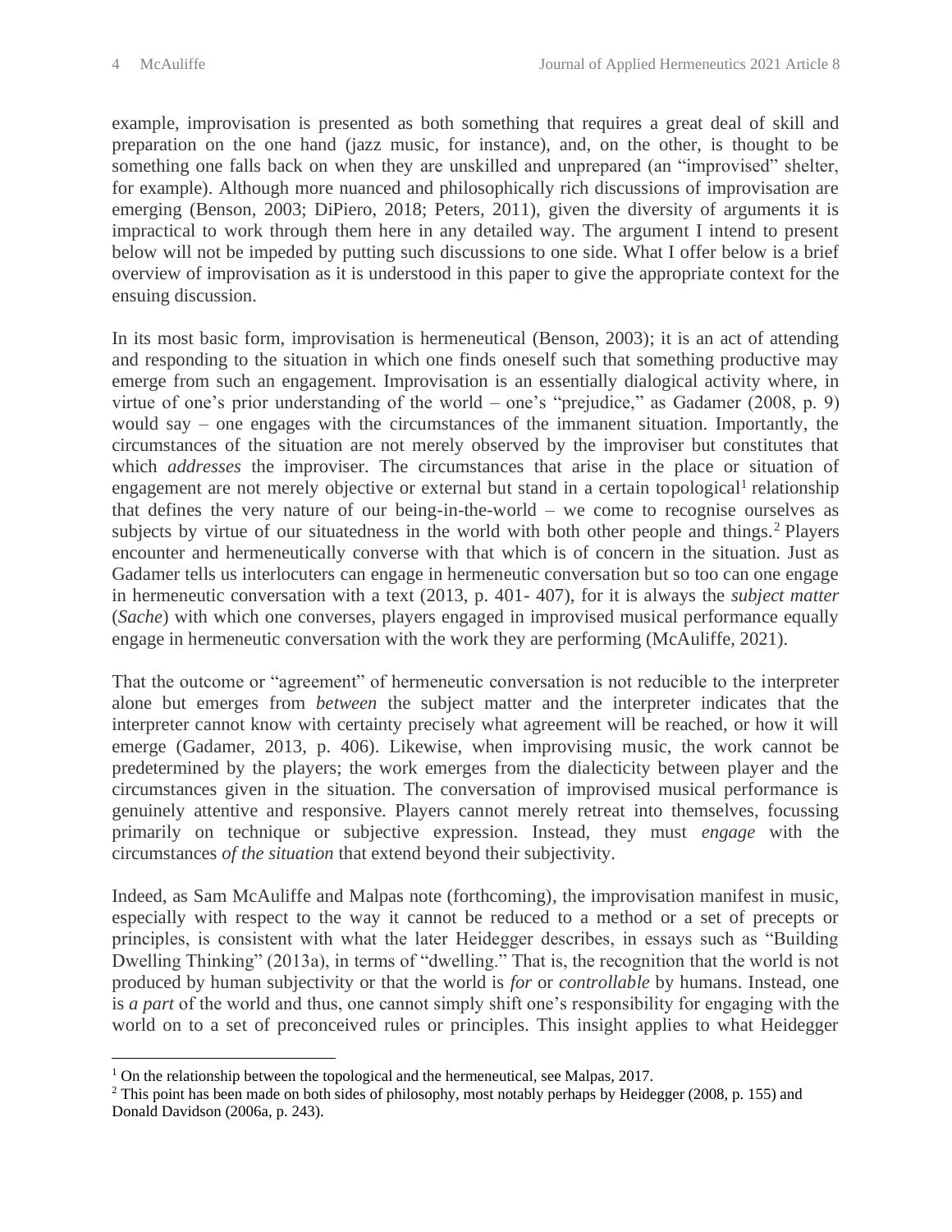example, improvisation is presented as both something that requires a great deal of skill and preparation on the one hand (jazz music, for instance), and, on the other, is thought to be something one falls back on when they are unskilled and unprepared (an "improvised" shelter, for example). Although more nuanced and philosophically rich discussions of improvisation are emerging (Benson, 2003; DiPiero, 2018; Peters, 2011), given the diversity of arguments it is impractical to work through them here in any detailed way. The argument I intend to present below will not be impeded by putting such discussions to one side. What I offer below is a brief overview of improvisation as it is understood in this paper to give the appropriate context for the ensuing discussion.

In its most basic form, improvisation is hermeneutical (Benson, 2003); it is an act of attending and responding to the situation in which one finds oneself such that something productive may emerge from such an engagement. Improvisation is an essentially dialogical activity where, in virtue of one's prior understanding of the world – one's "prejudice," as Gadamer (2008, p. 9) would say – one engages with the circumstances of the immanent situation. Importantly, the circumstances of the situation are not merely observed by the improviser but constitutes that which *addresses* the improviser. The circumstances that arise in the place or situation of engagement are not merely objective or external but stand in a certain topological[1] relationship that defines the very nature of our being-in-the-world – we come to recognise ourselves as subjects by virtue of our situatedness in the world with both other people and things.[2] Players encounter and hermeneutically converse with that which is of concern in the situation. Just as Gadamer tells us interlocuters can engage in hermeneutic conversation but so too can one engage in hermeneutic conversation with a text (2013, p. 401- 407), for it is always the *subject matter* (*Sache*) with which one converses, players engaged in improvised musical performance equally engage in hermeneutic conversation with the work they are performing (McAuliffe, 2021).

That the outcome or "agreement" of hermeneutic conversation is not reducible to the interpreter alone but emerges from *between* the subject matter and the interpreter indicates that the interpreter cannot know with certainty precisely what agreement will be reached, or how it will emerge (Gadamer, 2013, p. 406). Likewise, when improvising music, the work cannot be predetermined by the players; the work emerges from the dialecticity between player and the circumstances given in the situation. The conversation of improvised musical performance is genuinely attentive and responsive. Players cannot merely retreat into themselves, focussing primarily on technique or subjective expression. Instead, they must *engage* with the circumstances *of the situation* that extend beyond their subjectivity.

Indeed, as Sam McAuliffe and Malpas note (forthcoming), the improvisation manifest in music, especially with respect to the way it cannot be reduced to a method or a set of precepts or principles, is consistent with what the later Heidegger describes, in essays such as "Building Dwelling Thinking" (2013a), in terms of "dwelling." That is, the recognition that the world is not produced by human subjectivity or that the world is *for* or *controllable* by humans. Instead, one is *a part* of the world and thus, one cannot simply shift one's responsibility for engaging with the world on to a set of preconceived rules or principles. This insight applies to what Heidegger

[1] On the relationship between the topological and the hermeneutical, see Malpas, 2017.

[2] This point has been made on both sides of philosophy, most notably perhaps by Heidegger (2008, p. 155) and Donald Davidson (2006a, p. 243).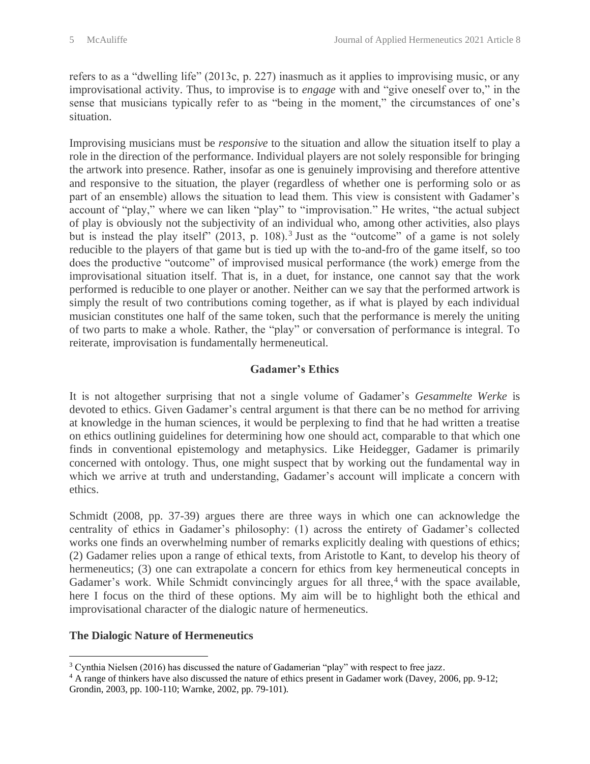refers to as a "dwelling life" (2013c, p. 227) inasmuch as it applies to improvising music, or any improvisational activity. Thus, to improvise is to *engage* with and "give oneself over to," in the sense that musicians typically refer to as "being in the moment," the circumstances of one's situation.

Improvising musicians must be *responsive* to the situation and allow the situation itself to play a role in the direction of the performance. Individual players are not solely responsible for bringing the artwork into presence. Rather, insofar as one is genuinely improvising and therefore attentive and responsive to the situation, the player (regardless of whether one is performing solo or as part of an ensemble) allows the situation to lead them. This view is consistent with Gadamer's account of "play," where we can liken "play" to "improvisation." He writes, "the actual subject of play is obviously not the subjectivity of an individual who, among other activities, also plays but is instead the play itself" (2013, p. 108).[3] Just as the "outcome" of a game is not solely reducible to the players of that game but is tied up with the to-and-fro of the game itself, so too does the productive "outcome" of improvised musical performance (the work) emerge from the improvisational situation itself. That is, in a duet, for instance, one cannot say that the work performed is reducible to one player or another. Neither can we say that the performed artwork is simply the result of two contributions coming together, as if what is played by each individual musician constitutes one half of the same token, such that the performance is merely the uniting of two parts to make a whole. Rather, the "play" or conversation of performance is integral. To reiterate, improvisation is fundamentally hermeneutical.

## Gadamer's Ethics

It is not altogether surprising that not a single volume of Gadamer's *Gesammelte Werke* is devoted to ethics. Given Gadamer's central argument is that there can be no method for arriving at knowledge in the human sciences, it would be perplexing to find that he had written a treatise on ethics outlining guidelines for determining how one should act, comparable to that which one finds in conventional epistemology and metaphysics. Like Heidegger, Gadamer is primarily concerned with ontology. Thus, one might suspect that by working out the fundamental way in which we arrive at truth and understanding, Gadamer's account will implicate a concern with ethics.

Schmidt (2008, pp. 37-39) argues there are three ways in which one can acknowledge the centrality of ethics in Gadamer's philosophy: (1) across the entirety of Gadamer's collected works one finds an overwhelming number of remarks explicitly dealing with questions of ethics; (2) Gadamer relies upon a range of ethical texts, from Aristotle to Kant, to develop his theory of hermeneutics; (3) one can extrapolate a concern for ethics from key hermeneutical concepts in Gadamer's work. While Schmidt convincingly argues for all three,[4] with the space available, here I focus on the third of these options. My aim will be to highlight both the ethical and improvisational character of the dialogic nature of hermeneutics.

### The Dialogic Nature of Hermeneutics

---

[3] Cynthia Nielsen (2016) has discussed the nature of Gadamerian "play" with respect to free jazz.

[4] A range of thinkers have also discussed the nature of ethics present in Gadamer work (Davey, 2006, pp. 9-12; Grondin, 2003, pp. 100-110; Warnke, 2002, pp. 79-101).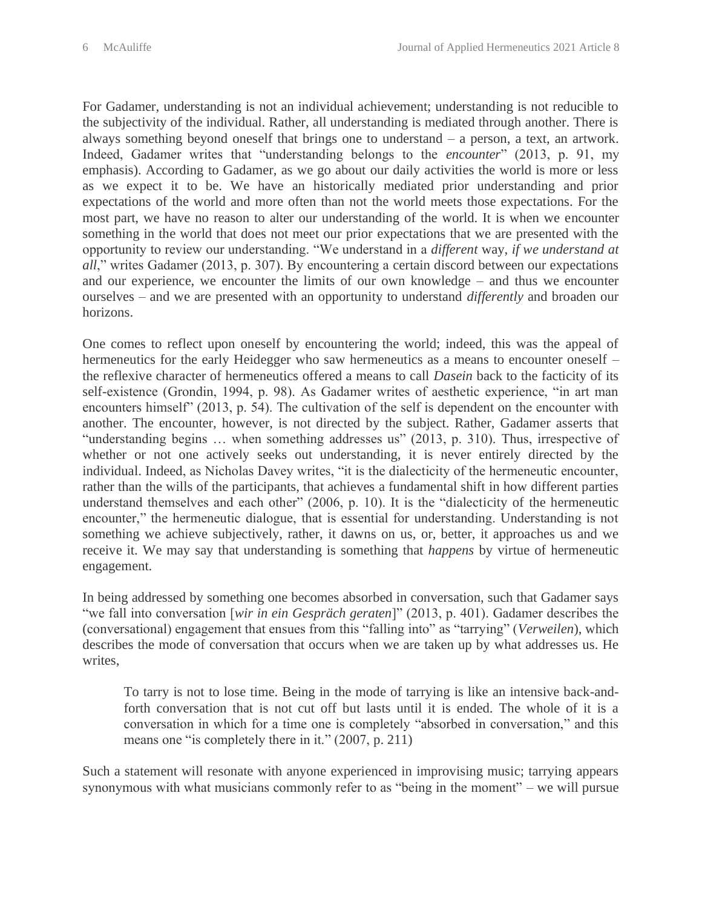For Gadamer, understanding is not an individual achievement; understanding is not reducible to the subjectivity of the individual. Rather, all understanding is mediated through another. There is always something beyond oneself that brings one to understand – a person, a text, an artwork. Indeed, Gadamer writes that "understanding belongs to the *encounter*" (2013, p. 91, my emphasis). According to Gadamer, as we go about our daily activities the world is more or less as we expect it to be. We have an historically mediated prior understanding and prior expectations of the world and more often than not the world meets those expectations. For the most part, we have no reason to alter our understanding of the world. It is when we encounter something in the world that does not meet our prior expectations that we are presented with the opportunity to review our understanding. "We understand in a *different* way, *if we understand at all*," writes Gadamer (2013, p. 307). By encountering a certain discord between our expectations and our experience, we encounter the limits of our own knowledge – and thus we encounter ourselves – and we are presented with an opportunity to understand *differently* and broaden our horizons.

One comes to reflect upon oneself by encountering the world; indeed, this was the appeal of hermeneutics for the early Heidegger who saw hermeneutics as a means to encounter oneself – the reflexive character of hermeneutics offered a means to call *Dasein* back to the facticity of its self-existence (Grondin, 1994, p. 98). As Gadamer writes of aesthetic experience, "in art man encounters himself" (2013, p. 54). The cultivation of the self is dependent on the encounter with another. The encounter, however, is not directed by the subject. Rather, Gadamer asserts that "understanding begins … when something addresses us" (2013, p. 310). Thus, irrespective of whether or not one actively seeks out understanding, it is never entirely directed by the individual. Indeed, as Nicholas Davey writes, "it is the dialecticity of the hermeneutic encounter, rather than the wills of the participants, that achieves a fundamental shift in how different parties understand themselves and each other" (2006, p. 10). It is the "dialecticity of the hermeneutic encounter," the hermeneutic dialogue, that is essential for understanding. Understanding is not something we achieve subjectively, rather, it dawns on us, or, better, it approaches us and we receive it. We may say that understanding is something that *happens* by virtue of hermeneutic engagement.

In being addressed by something one becomes absorbed in conversation, such that Gadamer says "we fall into conversation [*wir in ein Gespräch geraten*]" (2013, p. 401). Gadamer describes the (conversational) engagement that ensues from this "falling into" as "tarrying" (*Verweilen*), which describes the mode of conversation that occurs when we are taken up by what addresses us. He writes,

> To tarry is not to lose time. Being in the mode of tarrying is like an intensive back-and-forth conversation that is not cut off but lasts until it is ended. The whole of it is a conversation in which for a time one is completely "absorbed in conversation," and this means one "is completely there in it." (2007, p. 211)

Such a statement will resonate with anyone experienced in improvising music; tarrying appears synonymous with what musicians commonly refer to as "being in the moment" – we will pursue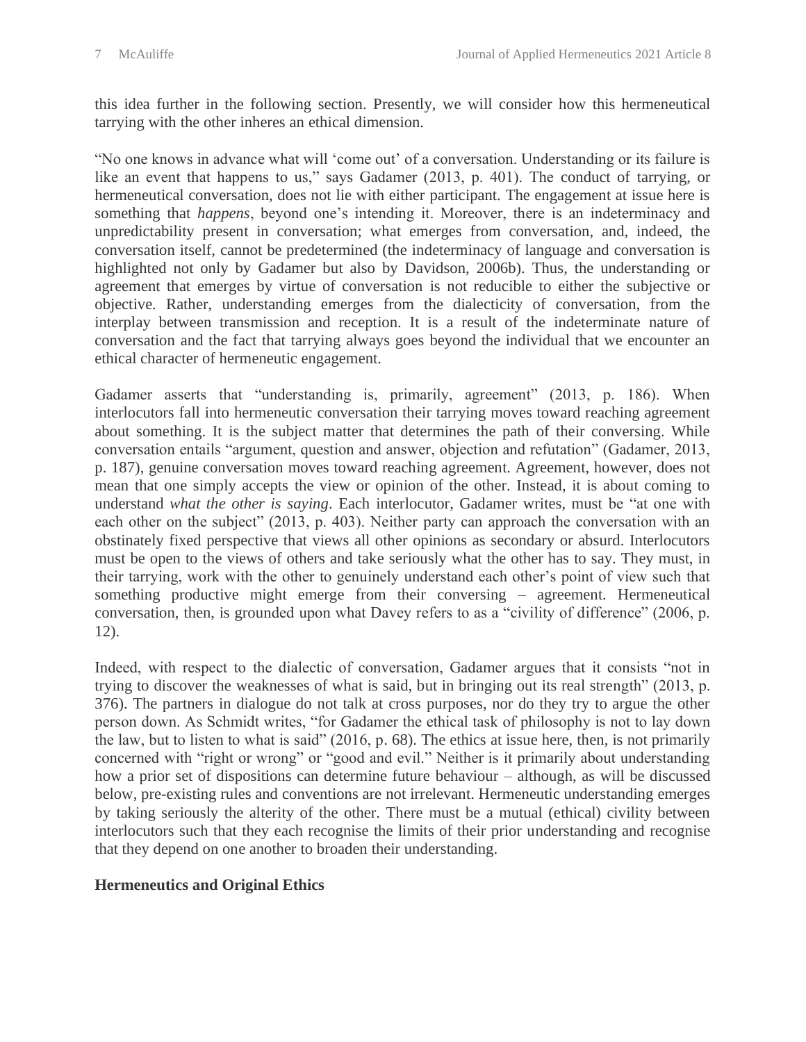this idea further in the following section. Presently, we will consider how this hermeneutical tarrying with the other inheres an ethical dimension.

"No one knows in advance what will 'come out' of a conversation. Understanding or its failure is like an event that happens to us," says Gadamer (2013, p. 401). The conduct of tarrying, or hermeneutical conversation, does not lie with either participant. The engagement at issue here is something that *happens*, beyond one's intending it. Moreover, there is an indeterminacy and unpredictability present in conversation; what emerges from conversation, and, indeed, the conversation itself, cannot be predetermined (the indeterminacy of language and conversation is highlighted not only by Gadamer but also by Davidson, 2006b). Thus, the understanding or agreement that emerges by virtue of conversation is not reducible to either the subjective or objective. Rather, understanding emerges from the dialecticity of conversation, from the interplay between transmission and reception. It is a result of the indeterminate nature of conversation and the fact that tarrying always goes beyond the individual that we encounter an ethical character of hermeneutic engagement.

Gadamer asserts that "understanding is, primarily, agreement" (2013, p. 186). When interlocutors fall into hermeneutic conversation their tarrying moves toward reaching agreement about something. It is the subject matter that determines the path of their conversing. While conversation entails "argument, question and answer, objection and refutation" (Gadamer, 2013, p. 187), genuine conversation moves toward reaching agreement. Agreement, however, does not mean that one simply accepts the view or opinion of the other. Instead, it is about coming to understand *what the other is saying*. Each interlocutor, Gadamer writes, must be "at one with each other on the subject" (2013, p. 403). Neither party can approach the conversation with an obstinately fixed perspective that views all other opinions as secondary or absurd. Interlocutors must be open to the views of others and take seriously what the other has to say. They must, in their tarrying, work with the other to genuinely understand each other's point of view such that something productive might emerge from their conversing – agreement. Hermeneutical conversation, then, is grounded upon what Davey refers to as a "civility of difference" (2006, p. 12).

Indeed, with respect to the dialectic of conversation, Gadamer argues that it consists "not in trying to discover the weaknesses of what is said, but in bringing out its real strength" (2013, p. 376). The partners in dialogue do not talk at cross purposes, nor do they try to argue the other person down. As Schmidt writes, "for Gadamer the ethical task of philosophy is not to lay down the law, but to listen to what is said" (2016, p. 68). The ethics at issue here, then, is not primarily concerned with "right or wrong" or "good and evil." Neither is it primarily about understanding how a prior set of dispositions can determine future behaviour – although, as will be discussed below, pre-existing rules and conventions are not irrelevant. Hermeneutic understanding emerges by taking seriously the alterity of the other. There must be a mutual (ethical) civility between interlocutors such that they each recognise the limits of their prior understanding and recognise that they depend on one another to broaden their understanding.

## Hermeneutics and Original Ethics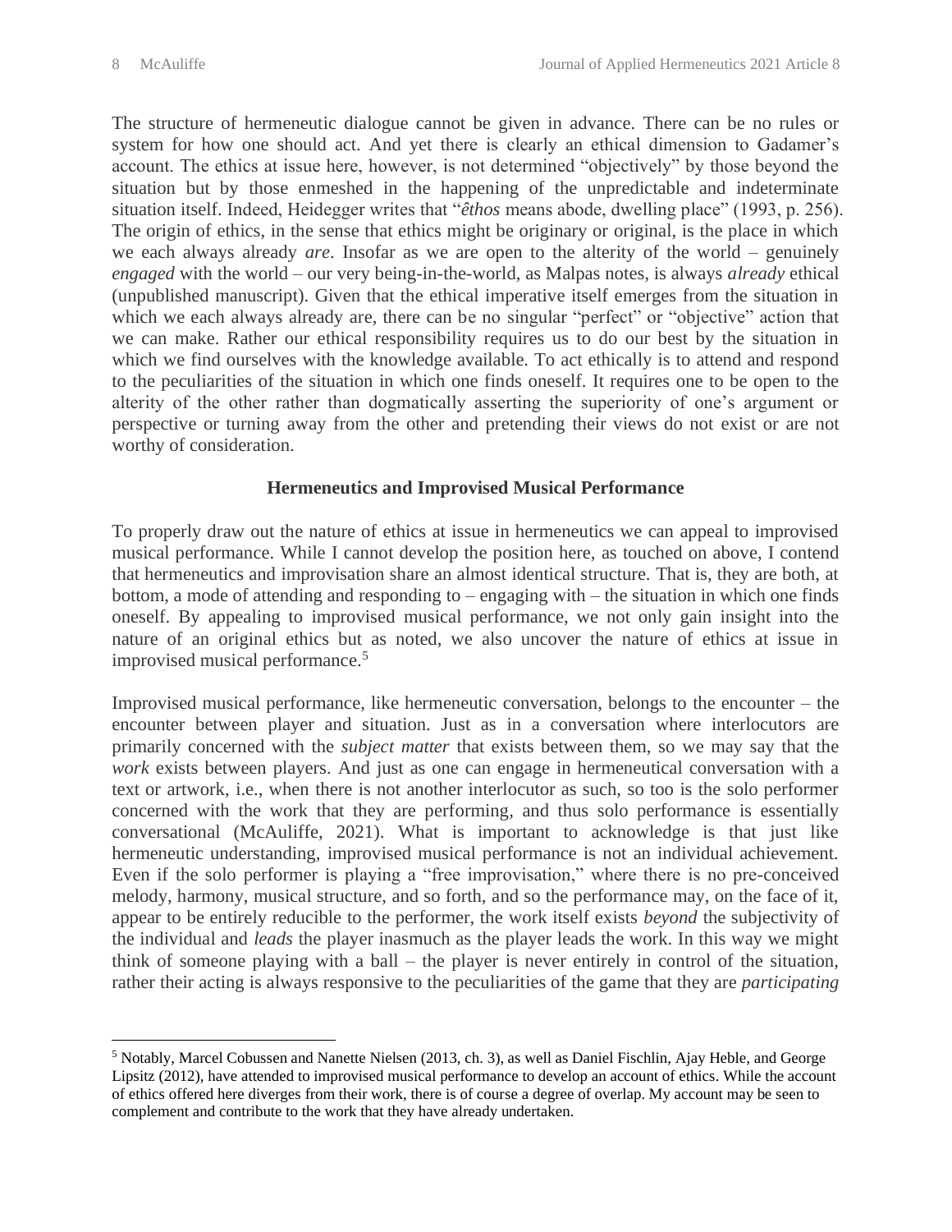The structure of hermeneutic dialogue cannot be given in advance. There can be no rules or system for how one should act. And yet there is clearly an ethical dimension to Gadamer's account. The ethics at issue here, however, is not determined "objectively" by those beyond the situation but by those enmeshed in the happening of the unpredictable and indeterminate situation itself. Indeed, Heidegger writes that "*êthos* means abode, dwelling place" (1993, p. 256). The origin of ethics, in the sense that ethics might be originary or original, is the place in which we each always already *are*. Insofar as we are open to the alterity of the world – genuinely *engaged* with the world – our very being-in-the-world, as Malpas notes, is always *already* ethical (unpublished manuscript). Given that the ethical imperative itself emerges from the situation in which we each always already are, there can be no singular "perfect" or "objective" action that we can make. Rather our ethical responsibility requires us to do our best by the situation in which we find ourselves with the knowledge available. To act ethically is to attend and respond to the peculiarities of the situation in which one finds oneself. It requires one to be open to the alterity of the other rather than dogmatically asserting the superiority of one's argument or perspective or turning away from the other and pretending their views do not exist or are not worthy of consideration.

## Hermeneutics and Improvised Musical Performance

To properly draw out the nature of ethics at issue in hermeneutics we can appeal to improvised musical performance. While I cannot develop the position here, as touched on above, I contend that hermeneutics and improvisation share an almost identical structure. That is, they are both, at bottom, a mode of attending and responding to – engaging with – the situation in which one finds oneself. By appealing to improvised musical performance, we not only gain insight into the nature of an original ethics but as noted, we also uncover the nature of ethics at issue in improvised musical performance.[5]

Improvised musical performance, like hermeneutic conversation, belongs to the encounter – the encounter between player and situation. Just as in a conversation where interlocutors are primarily concerned with the *subject matter* that exists between them, so we may say that the *work* exists between players. And just as one can engage in hermeneutical conversation with a text or artwork, i.e., when there is not another interlocutor as such, so too is the solo performer concerned with the work that they are performing, and thus solo performance is essentially conversational (McAuliffe, 2021). What is important to acknowledge is that just like hermeneutic understanding, improvised musical performance is not an individual achievement. Even if the solo performer is playing a "free improvisation," where there is no pre-conceived melody, harmony, musical structure, and so forth, and so the performance may, on the face of it, appear to be entirely reducible to the performer, the work itself exists *beyond* the subjectivity of the individual and *leads* the player inasmuch as the player leads the work. In this way we might think of someone playing with a ball – the player is never entirely in control of the situation, rather their acting is always responsive to the peculiarities of the game that they are *participating*

[5] Notably, Marcel Cobussen and Nanette Nielsen (2013, ch. 3), as well as Daniel Fischlin, Ajay Heble, and George Lipsitz (2012), have attended to improvised musical performance to develop an account of ethics. While the account of ethics offered here diverges from their work, there is of course a degree of overlap. My account may be seen to complement and contribute to the work that they have already undertaken.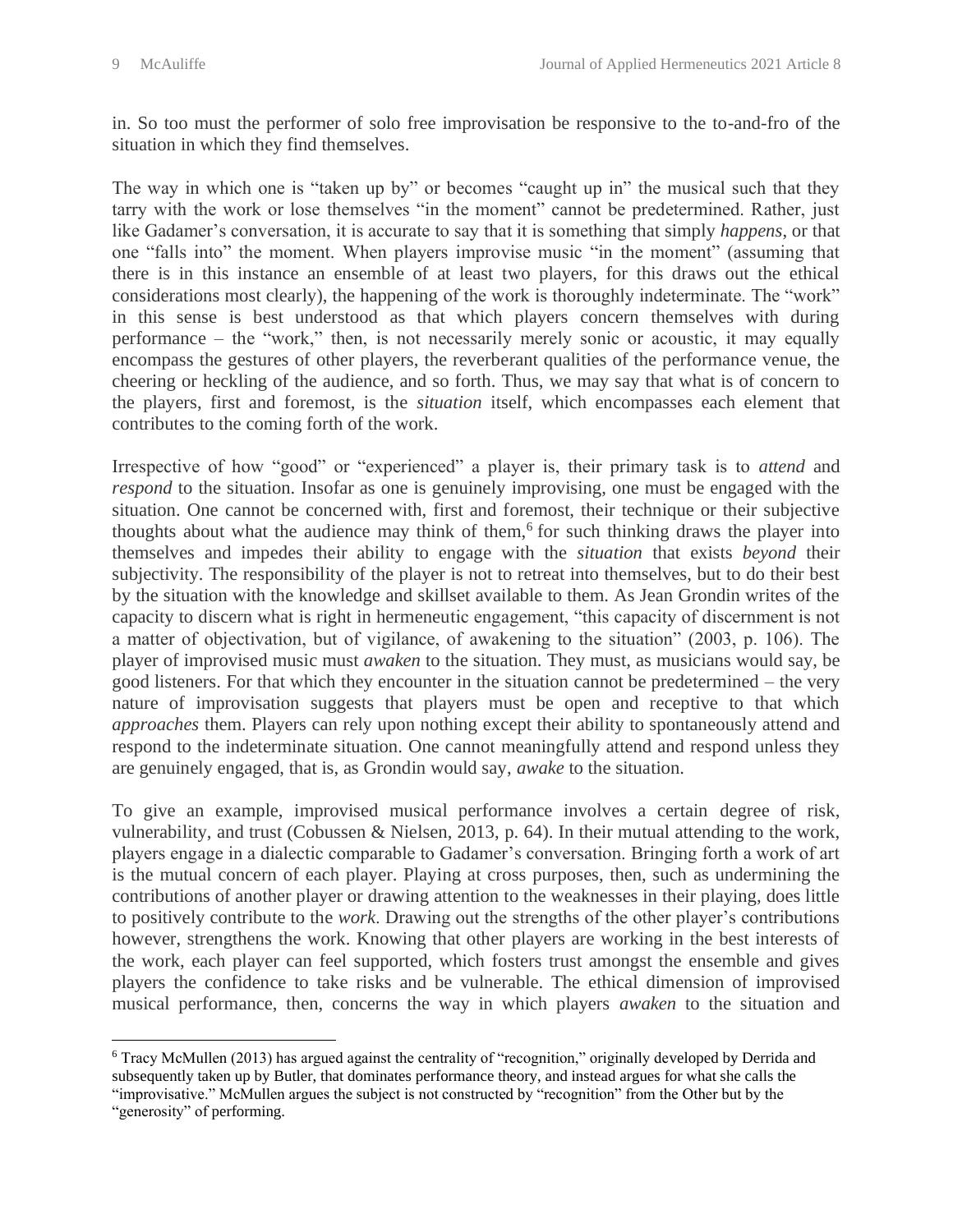in. So too must the performer of solo free improvisation be responsive to the to-and-fro of the situation in which they find themselves.

The way in which one is "taken up by" or becomes "caught up in" the musical such that they tarry with the work or lose themselves "in the moment" cannot be predetermined. Rather, just like Gadamer's conversation, it is accurate to say that it is something that simply *happens*, or that one "falls into" the moment. When players improvise music "in the moment" (assuming that there is in this instance an ensemble of at least two players, for this draws out the ethical considerations most clearly), the happening of the work is thoroughly indeterminate. The "work" in this sense is best understood as that which players concern themselves with during performance – the "work," then, is not necessarily merely sonic or acoustic, it may equally encompass the gestures of other players, the reverberant qualities of the performance venue, the cheering or heckling of the audience, and so forth. Thus, we may say that what is of concern to the players, first and foremost, is the *situation* itself, which encompasses each element that contributes to the coming forth of the work.

Irrespective of how "good" or "experienced" a player is, their primary task is to *attend* and *respond* to the situation. Insofar as one is genuinely improvising, one must be engaged with the situation. One cannot be concerned with, first and foremost, their technique or their subjective thoughts about what the audience may think of them,[6] for such thinking draws the player into themselves and impedes their ability to engage with the *situation* that exists *beyond* their subjectivity. The responsibility of the player is not to retreat into themselves, but to do their best by the situation with the knowledge and skillset available to them. As Jean Grondin writes of the capacity to discern what is right in hermeneutic engagement, "this capacity of discernment is not a matter of objectivation, but of vigilance, of awakening to the situation" (2003, p. 106). The player of improvised music must *awaken* to the situation. They must, as musicians would say, be good listeners. For that which they encounter in the situation cannot be predetermined – the very nature of improvisation suggests that players must be open and receptive to that which *approaches* them. Players can rely upon nothing except their ability to spontaneously attend and respond to the indeterminate situation. One cannot meaningfully attend and respond unless they are genuinely engaged, that is, as Grondin would say, *awake* to the situation.

To give an example, improvised musical performance involves a certain degree of risk, vulnerability, and trust (Cobussen & Nielsen, 2013, p. 64). In their mutual attending to the work, players engage in a dialectic comparable to Gadamer's conversation. Bringing forth a work of art is the mutual concern of each player. Playing at cross purposes, then, such as undermining the contributions of another player or drawing attention to the weaknesses in their playing, does little to positively contribute to the *work*. Drawing out the strengths of the other player's contributions however, strengthens the work. Knowing that other players are working in the best interests of the work, each player can feel supported, which fosters trust amongst the ensemble and gives players the confidence to take risks and be vulnerable. The ethical dimension of improvised musical performance, then, concerns the way in which players *awaken* to the situation and

[6] Tracy McMullen (2013) has argued against the centrality of "recognition," originally developed by Derrida and subsequently taken up by Butler, that dominates performance theory, and instead argues for what she calls the "improvisative." McMullen argues the subject is not constructed by "recognition" from the Other but by the "generosity" of performing.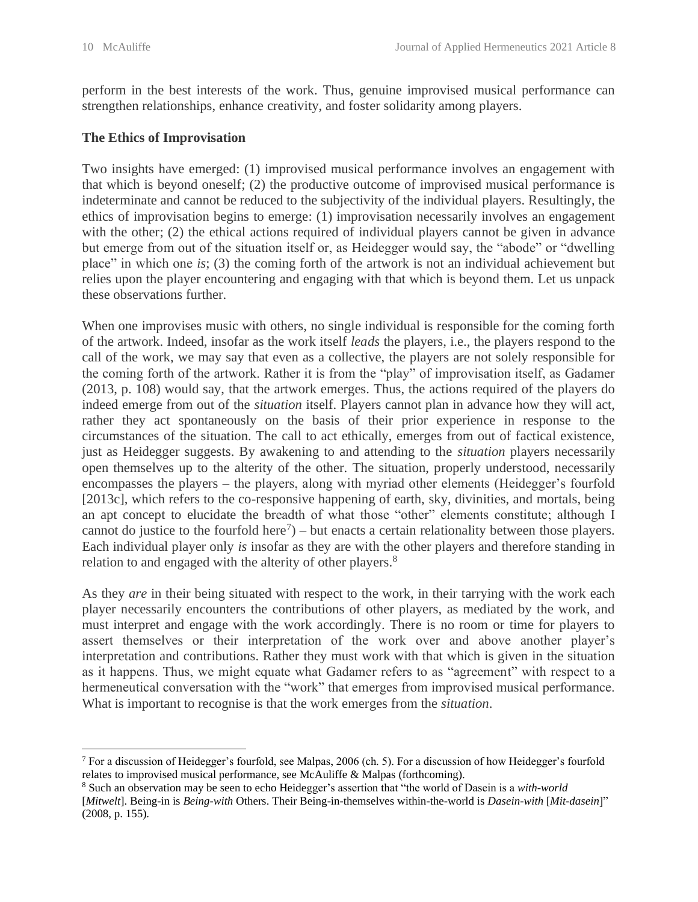perform in the best interests of the work. Thus, genuine improvised musical performance can strengthen relationships, enhance creativity, and foster solidarity among players.

**The Ethics of Improvisation**

Two insights have emerged: (1) improvised musical performance involves an engagement with that which is beyond oneself; (2) the productive outcome of improvised musical performance is indeterminate and cannot be reduced to the subjectivity of the individual players. Resultingly, the ethics of improvisation begins to emerge: (1) improvisation necessarily involves an engagement with the other; (2) the ethical actions required of individual players cannot be given in advance but emerge from out of the situation itself or, as Heidegger would say, the "abode" or "dwelling place" in which one *is*; (3) the coming forth of the artwork is not an individual achievement but relies upon the player encountering and engaging with that which is beyond them. Let us unpack these observations further.

When one improvises music with others, no single individual is responsible for the coming forth of the artwork. Indeed, insofar as the work itself *leads* the players, i.e., the players respond to the call of the work, we may say that even as a collective, the players are not solely responsible for the coming forth of the artwork. Rather it is from the "play" of improvisation itself, as Gadamer (2013, p. 108) would say, that the artwork emerges. Thus, the actions required of the players do indeed emerge from out of the *situation* itself. Players cannot plan in advance how they will act, rather they act spontaneously on the basis of their prior experience in response to the circumstances of the situation. The call to act ethically, emerges from out of factical existence, just as Heidegger suggests. By awakening to and attending to the *situation* players necessarily open themselves up to the alterity of the other. The situation, properly understood, necessarily encompasses the players – the players, along with myriad other elements (Heidegger's fourfold [2013c], which refers to the co-responsive happening of earth, sky, divinities, and mortals, being an apt concept to elucidate the breadth of what those "other" elements constitute; although I cannot do justice to the fourfold here[7]) – but enacts a certain relationality between those players. Each individual player only *is* insofar as they are with the other players and therefore standing in relation to and engaged with the alterity of other players.[8]

As they *are* in their being situated with respect to the work, in their tarrying with the work each player necessarily encounters the contributions of other players, as mediated by the work, and must interpret and engage with the work accordingly. There is no room or time for players to assert themselves or their interpretation of the work over and above another player's interpretation and contributions. Rather they must work with that which is given in the situation as it happens. Thus, we might equate what Gadamer refers to as "agreement" with respect to a hermeneutical conversation with the "work" that emerges from improvised musical performance. What is important to recognise is that the work emerges from the *situation*.

---

[7] For a discussion of Heidegger's fourfold, see Malpas, 2006 (ch. 5). For a discussion of how Heidegger's fourfold relates to improvised musical performance, see McAuliffe & Malpas (forthcoming).

[8] Such an observation may be seen to echo Heidegger's assertion that "the world of Dasein is a *with-world* [*Mitwelt*]. Being-in is *Being-with* Others. Their Being-in-themselves within-the-world is *Dasein-with* [*Mit-dasein*]" (2008, p. 155).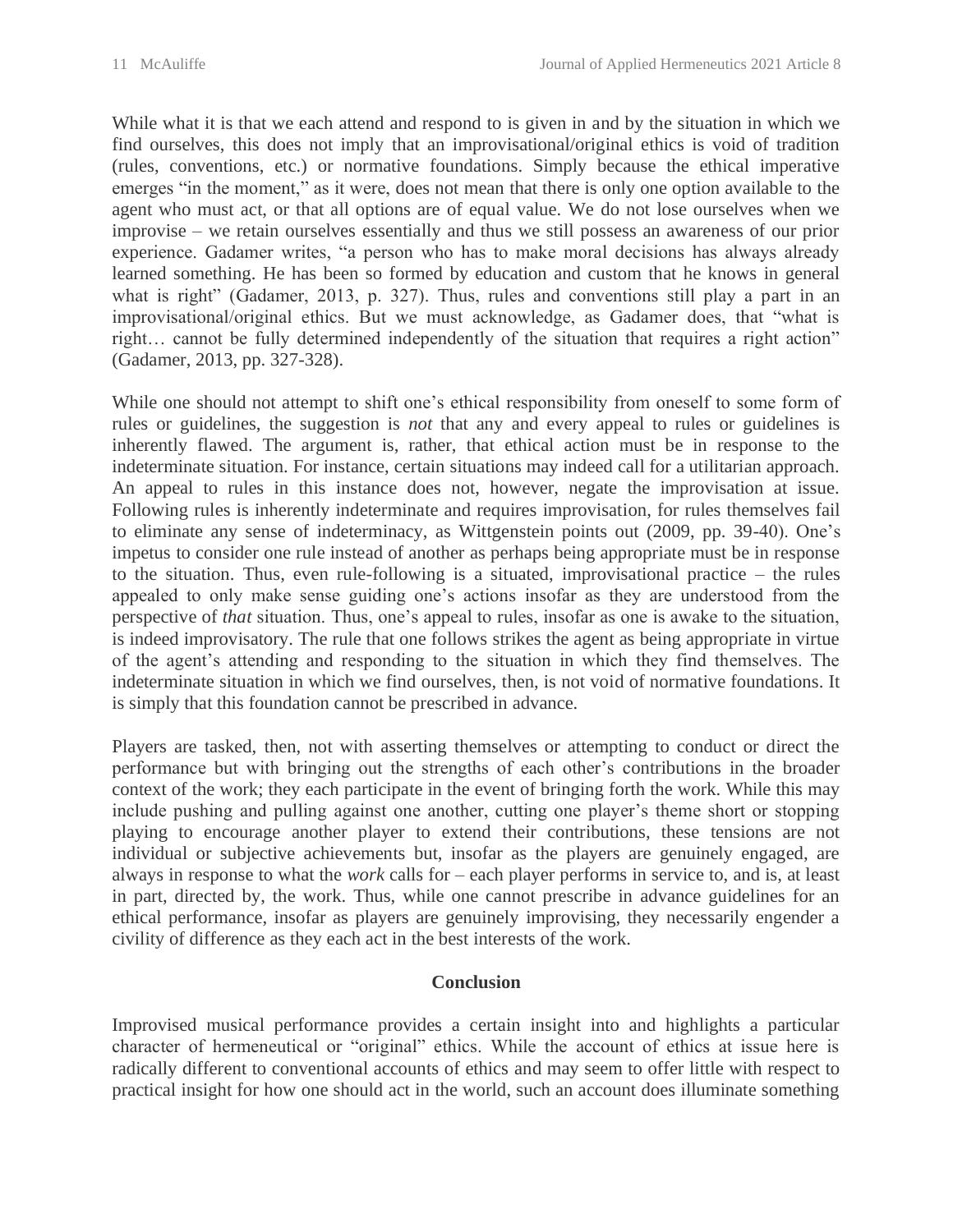While what it is that we each attend and respond to is given in and by the situation in which we find ourselves, this does not imply that an improvisational/original ethics is void of tradition (rules, conventions, etc.) or normative foundations. Simply because the ethical imperative emerges "in the moment," as it were, does not mean that there is only one option available to the agent who must act, or that all options are of equal value. We do not lose ourselves when we improvise – we retain ourselves essentially and thus we still possess an awareness of our prior experience. Gadamer writes, "a person who has to make moral decisions has always already learned something. He has been so formed by education and custom that he knows in general what is right" (Gadamer, 2013, p. 327). Thus, rules and conventions still play a part in an improvisational/original ethics. But we must acknowledge, as Gadamer does, that "what is right… cannot be fully determined independently of the situation that requires a right action" (Gadamer, 2013, pp. 327-328).

While one should not attempt to shift one's ethical responsibility from oneself to some form of rules or guidelines, the suggestion is *not* that any and every appeal to rules or guidelines is inherently flawed. The argument is, rather, that ethical action must be in response to the indeterminate situation. For instance, certain situations may indeed call for a utilitarian approach. An appeal to rules in this instance does not, however, negate the improvisation at issue. Following rules is inherently indeterminate and requires improvisation, for rules themselves fail to eliminate any sense of indeterminacy, as Wittgenstein points out (2009, pp. 39-40). One's impetus to consider one rule instead of another as perhaps being appropriate must be in response to the situation. Thus, even rule-following is a situated, improvisational practice – the rules appealed to only make sense guiding one's actions insofar as they are understood from the perspective of *that* situation. Thus, one's appeal to rules, insofar as one is awake to the situation, is indeed improvisatory. The rule that one follows strikes the agent as being appropriate in virtue of the agent's attending and responding to the situation in which they find themselves. The indeterminate situation in which we find ourselves, then, is not void of normative foundations. It is simply that this foundation cannot be prescribed in advance.

Players are tasked, then, not with asserting themselves or attempting to conduct or direct the performance but with bringing out the strengths of each other's contributions in the broader context of the work; they each participate in the event of bringing forth the work. While this may include pushing and pulling against one another, cutting one player's theme short or stopping playing to encourage another player to extend their contributions, these tensions are not individual or subjective achievements but, insofar as the players are genuinely engaged, are always in response to what the *work* calls for – each player performs in service to, and is, at least in part, directed by, the work. Thus, while one cannot prescribe in advance guidelines for an ethical performance, insofar as players are genuinely improvising, they necessarily engender a civility of difference as they each act in the best interests of the work.

## Conclusion

Improvised musical performance provides a certain insight into and highlights a particular character of hermeneutical or "original" ethics. While the account of ethics at issue here is radically different to conventional accounts of ethics and may seem to offer little with respect to practical insight for how one should act in the world, such an account does illuminate something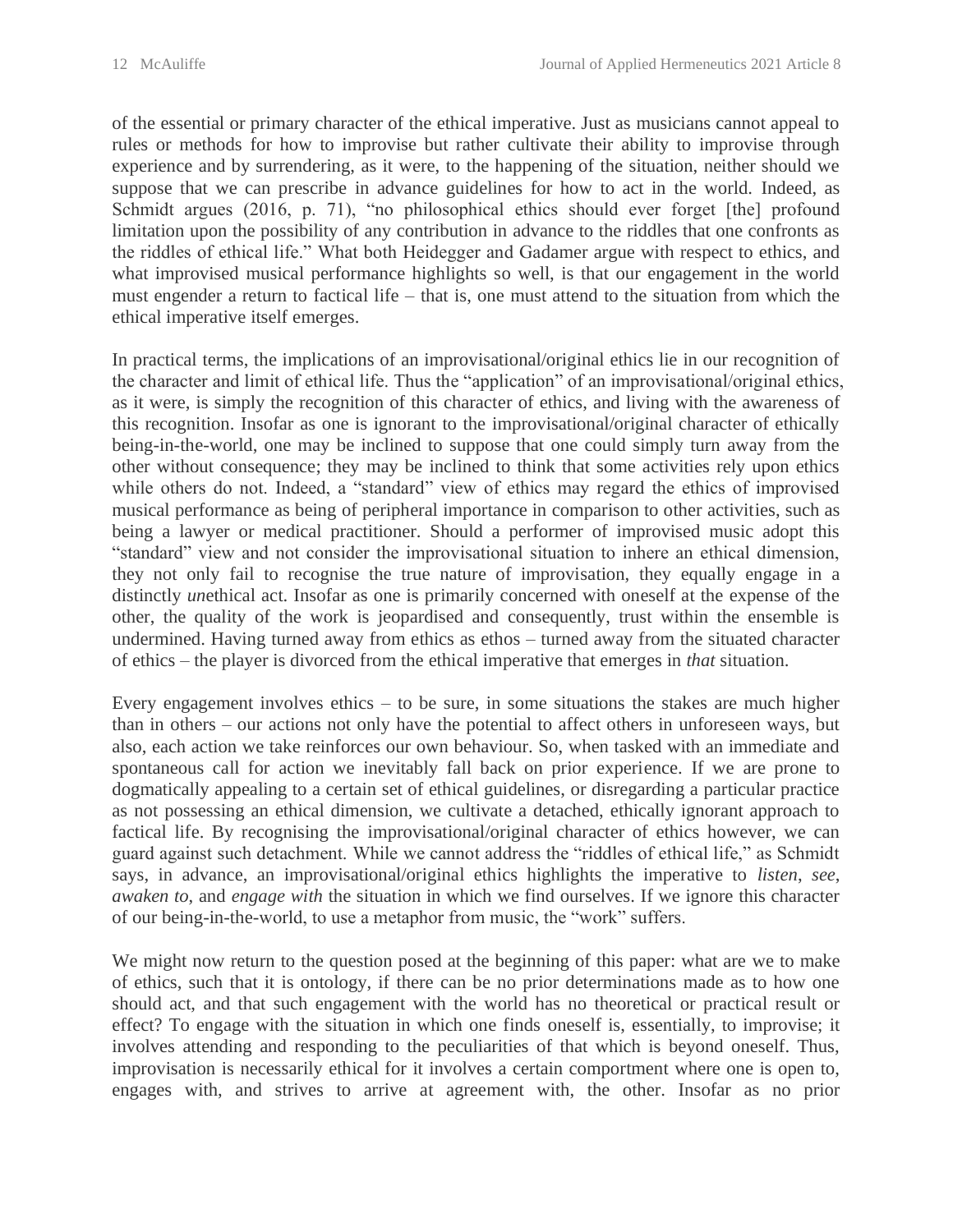of the essential or primary character of the ethical imperative. Just as musicians cannot appeal to rules or methods for how to improvise but rather cultivate their ability to improvise through experience and by surrendering, as it were, to the happening of the situation, neither should we suppose that we can prescribe in advance guidelines for how to act in the world. Indeed, as Schmidt argues (2016, p. 71), "no philosophical ethics should ever forget [the] profound limitation upon the possibility of any contribution in advance to the riddles that one confronts as the riddles of ethical life." What both Heidegger and Gadamer argue with respect to ethics, and what improvised musical performance highlights so well, is that our engagement in the world must engender a return to factical life – that is, one must attend to the situation from which the ethical imperative itself emerges.

In practical terms, the implications of an improvisational/original ethics lie in our recognition of the character and limit of ethical life. Thus the "application" of an improvisational/original ethics, as it were, is simply the recognition of this character of ethics, and living with the awareness of this recognition. Insofar as one is ignorant to the improvisational/original character of ethically being-in-the-world, one may be inclined to suppose that one could simply turn away from the other without consequence; they may be inclined to think that some activities rely upon ethics while others do not. Indeed, a "standard" view of ethics may regard the ethics of improvised musical performance as being of peripheral importance in comparison to other activities, such as being a lawyer or medical practitioner. Should a performer of improvised music adopt this "standard" view and not consider the improvisational situation to inhere an ethical dimension, they not only fail to recognise the true nature of improvisation, they equally engage in a distinctly *un*ethical act. Insofar as one is primarily concerned with oneself at the expense of the other, the quality of the work is jeopardised and consequently, trust within the ensemble is undermined. Having turned away from ethics as ethos – turned away from the situated character of ethics – the player is divorced from the ethical imperative that emerges in *that* situation.

Every engagement involves ethics – to be sure, in some situations the stakes are much higher than in others – our actions not only have the potential to affect others in unforeseen ways, but also, each action we take reinforces our own behaviour. So, when tasked with an immediate and spontaneous call for action we inevitably fall back on prior experience. If we are prone to dogmatically appealing to a certain set of ethical guidelines, or disregarding a particular practice as not possessing an ethical dimension, we cultivate a detached, ethically ignorant approach to factical life. By recognising the improvisational/original character of ethics however, we can guard against such detachment. While we cannot address the "riddles of ethical life," as Schmidt says, in advance, an improvisational/original ethics highlights the imperative to *listen*, *see*, *awaken to*, and *engage with* the situation in which we find ourselves. If we ignore this character of our being-in-the-world, to use a metaphor from music, the "work" suffers.

We might now return to the question posed at the beginning of this paper: what are we to make of ethics, such that it is ontology, if there can be no prior determinations made as to how one should act, and that such engagement with the world has no theoretical or practical result or effect? To engage with the situation in which one finds oneself is, essentially, to improvise; it involves attending and responding to the peculiarities of that which is beyond oneself. Thus, improvisation is necessarily ethical for it involves a certain comportment where one is open to, engages with, and strives to arrive at agreement with, the other. Insofar as no prior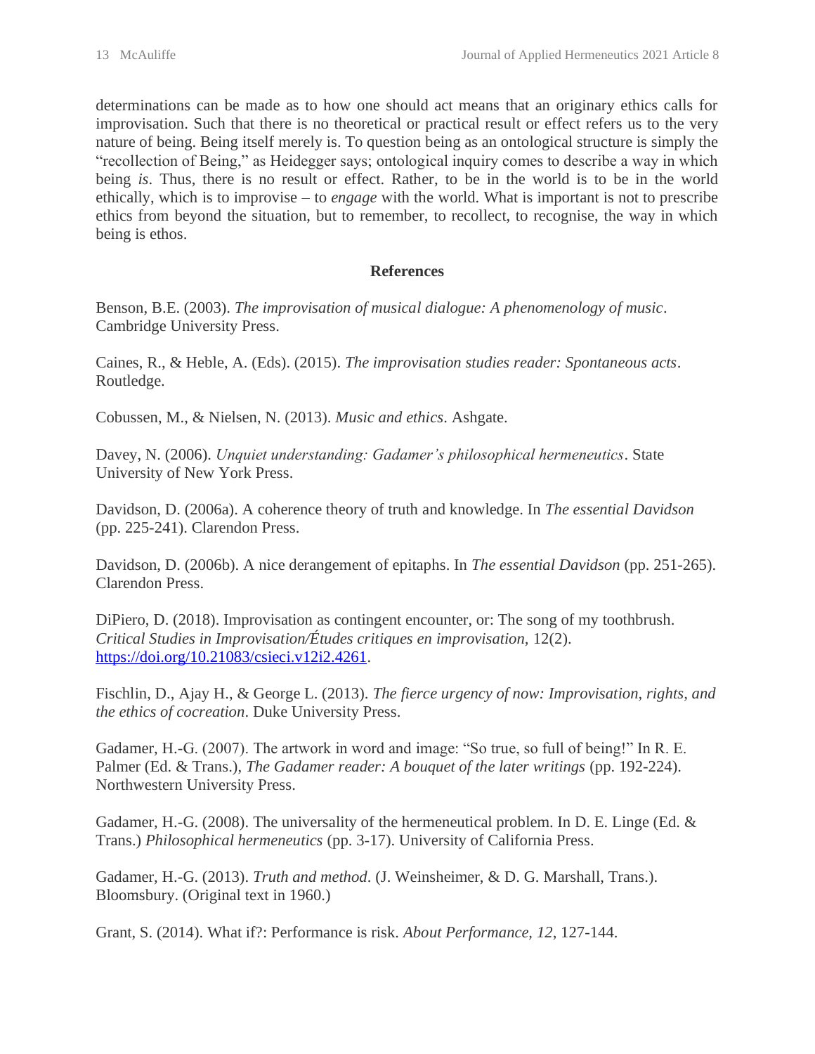determinations can be made as to how one should act means that an originary ethics calls for improvisation. Such that there is no theoretical or practical result or effect refers us to the very nature of being. Being itself merely is. To question being as an ontological structure is simply the "recollection of Being," as Heidegger says; ontological inquiry comes to describe a way in which being *is*. Thus, there is no result or effect. Rather, to be in the world is to be in the world ethically, which is to improvise – to *engage* with the world. What is important is not to prescribe ethics from beyond the situation, but to remember, to recollect, to recognise, the way in which being is ethos.

## References

Benson, B.E. (2003). *The improvisation of musical dialogue: A phenomenology of music*. Cambridge University Press.

Caines, R., & Heble, A. (Eds). (2015). *The improvisation studies reader: Spontaneous acts*. Routledge.

Cobussen, M., & Nielsen, N. (2013). *Music and ethics*. Ashgate.

Davey, N. (2006). *Unquiet understanding: Gadamer's philosophical hermeneutics*. State University of New York Press.

Davidson, D. (2006a). A coherence theory of truth and knowledge. In *The essential Davidson* (pp. 225-241). Clarendon Press.

Davidson, D. (2006b). A nice derangement of epitaphs. In *The essential Davidson* (pp. 251-265). Clarendon Press.

DiPiero, D. (2018). Improvisation as contingent encounter, or: The song of my toothbrush. *Critical Studies in Improvisation/Études critiques en improvisation,* 12(2). https://doi.org/10.21083/csieci.v12i2.4261.

Fischlin, D., Ajay H., & George L. (2013). *The fierce urgency of now: Improvisation, rights, and the ethics of cocreation*. Duke University Press.

Gadamer, H.-G. (2007). The artwork in word and image: "So true, so full of being!" In R. E. Palmer (Ed. & Trans.), *The Gadamer reader: A bouquet of the later writings* (pp. 192-224). Northwestern University Press.

Gadamer, H.-G. (2008). The universality of the hermeneutical problem. In D. E. Linge (Ed. & Trans.) *Philosophical hermeneutics* (pp. 3-17). University of California Press.

Gadamer, H.-G. (2013). *Truth and method*. (J. Weinsheimer, & D. G. Marshall, Trans.). Bloomsbury. (Original text in 1960.)

Grant, S. (2014). What if?: Performance is risk. *About Performance, 12*, 127-144.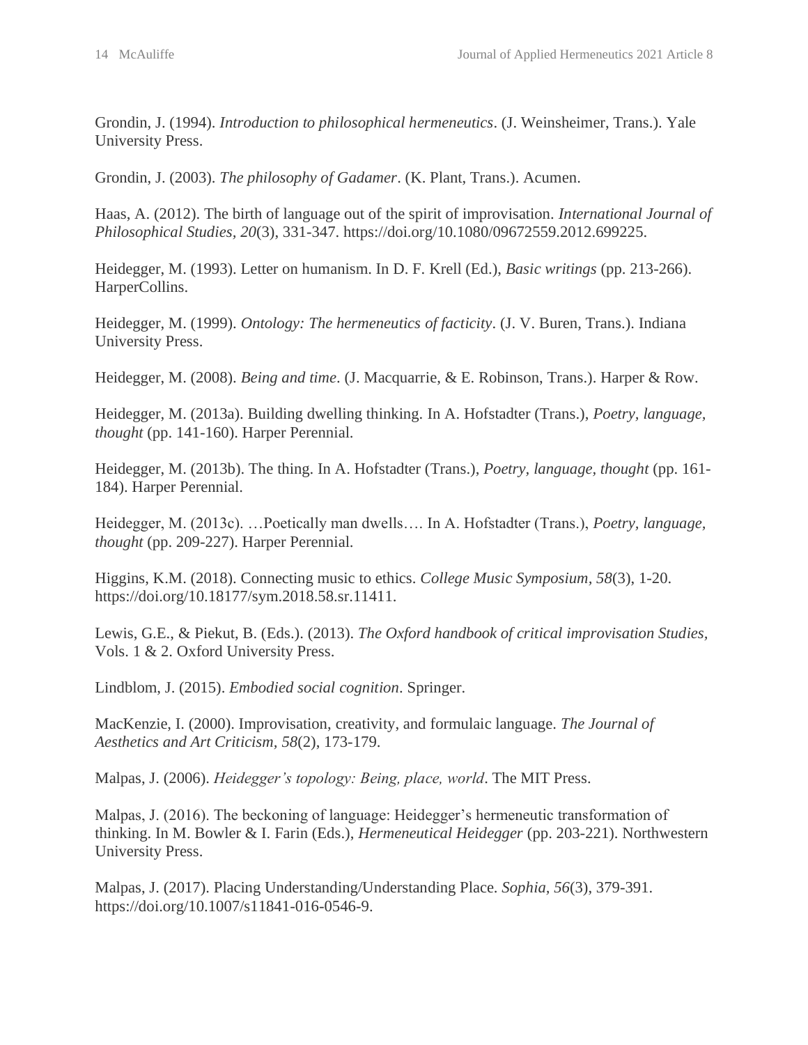Grondin, J. (1994). *Introduction to philosophical hermeneutics*. (J. Weinsheimer, Trans.). Yale University Press.

Grondin, J. (2003). *The philosophy of Gadamer*. (K. Plant, Trans.). Acumen.

Haas, A. (2012). The birth of language out of the spirit of improvisation. *International Journal of Philosophical Studies, 20*(3), 331-347. https://doi.org/10.1080/09672559.2012.699225.

Heidegger, M. (1993). Letter on humanism. In D. F. Krell (Ed.), *Basic writings* (pp. 213-266). HarperCollins.

Heidegger, M. (1999). *Ontology: The hermeneutics of facticity*. (J. V. Buren, Trans.). Indiana University Press.

Heidegger, M. (2008). *Being and time*. (J. Macquarrie, & E. Robinson, Trans.). Harper & Row.

Heidegger, M. (2013a). Building dwelling thinking. In A. Hofstadter (Trans.), *Poetry, language, thought* (pp. 141-160). Harper Perennial.

Heidegger, M. (2013b). The thing. In A. Hofstadter (Trans.), *Poetry, language, thought* (pp. 161-184). Harper Perennial.

Heidegger, M. (2013c). …Poetically man dwells…. In A. Hofstadter (Trans.), *Poetry, language, thought* (pp. 209-227). Harper Perennial.

Higgins, K.M. (2018). Connecting music to ethics. *College Music Symposium, 58*(3), 1-20. https://doi.org/10.18177/sym.2018.58.sr.11411.

Lewis, G.E., & Piekut, B. (Eds.). (2013). *The Oxford handbook of critical improvisation Studies*, Vols. 1 & 2. Oxford University Press.

Lindblom, J. (2015). *Embodied social cognition*. Springer.

MacKenzie, I. (2000). Improvisation, creativity, and formulaic language. *The Journal of Aesthetics and Art Criticism, 58*(2), 173-179.

Malpas, J. (2006). *Heidegger's topology: Being, place, world*. The MIT Press.

Malpas, J. (2016). The beckoning of language: Heidegger's hermeneutic transformation of thinking. In M. Bowler & I. Farin (Eds.), *Hermeneutical Heidegger* (pp. 203-221). Northwestern University Press.

Malpas, J. (2017). Placing Understanding/Understanding Place. *Sophia, 56*(3), 379-391. https://doi.org/10.1007/s11841-016-0546-9.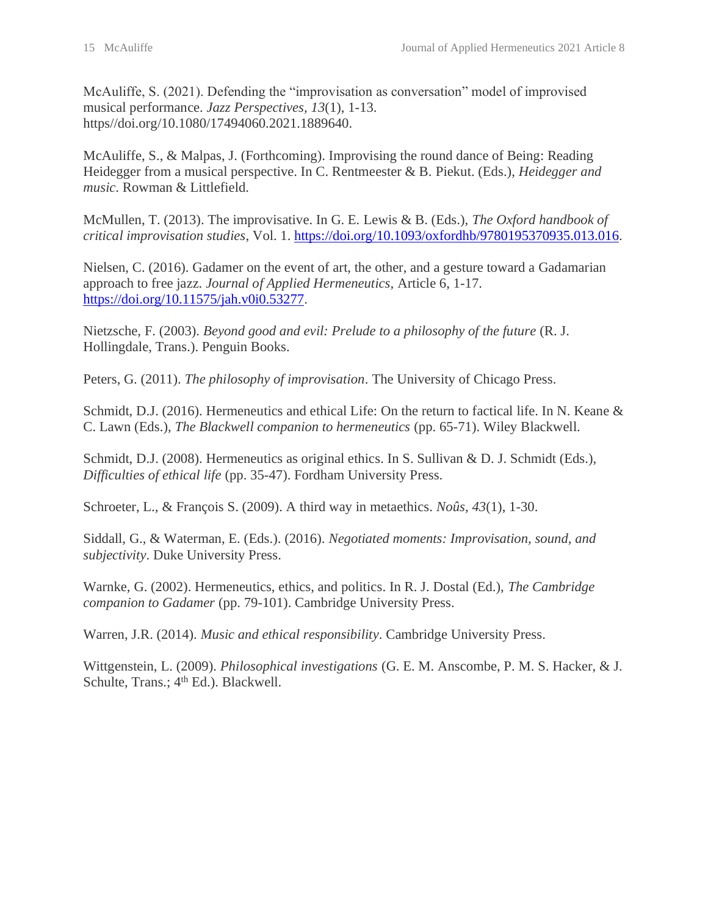McAuliffe, S. (2021). Defending the "improvisation as conversation" model of improvised musical performance. *Jazz Perspectives*, *13*(1), 1-13. https//doi.org/10.1080/17494060.2021.1889640.

McAuliffe, S., & Malpas, J. (Forthcoming). Improvising the round dance of Being: Reading Heidegger from a musical perspective. In C. Rentmeester & B. Piekut. (Eds.), *Heidegger and music*. Rowman & Littlefield.

McMullen, T. (2013). The improvisative. In G. E. Lewis & B. (Eds.), *The Oxford handbook of critical improvisation studies*, Vol. 1. https://doi.org/10.1093/oxfordhb/9780195370935.013.016.

Nielsen, C. (2016). Gadamer on the event of art, the other, and a gesture toward a Gadamarian approach to free jazz. *Journal of Applied Hermeneutics*, Article 6, 1-17. https://doi.org/10.11575/jah.v0i0.53277.

Nietzsche, F. (2003). *Beyond good and evil: Prelude to a philosophy of the future* (R. J. Hollingdale, Trans.). Penguin Books.

Peters, G. (2011). *The philosophy of improvisation*. The University of Chicago Press.

Schmidt, D.J. (2016). Hermeneutics and ethical Life: On the return to factical life. In N. Keane & C. Lawn (Eds.), *The Blackwell companion to hermeneutics* (pp. 65-71). Wiley Blackwell.

Schmidt, D.J. (2008). Hermeneutics as original ethics. In S. Sullivan & D. J. Schmidt (Eds.), *Difficulties of ethical life* (pp. 35-47). Fordham University Press.

Schroeter, L., & François S. (2009). A third way in metaethics. *Noûs*, *43*(1), 1-30.

Siddall, G., & Waterman, E. (Eds.). (2016). *Negotiated moments: Improvisation, sound, and subjectivity*. Duke University Press.

Warnke, G. (2002). Hermeneutics, ethics, and politics. In R. J. Dostal (Ed.), *The Cambridge companion to Gadamer* (pp. 79-101). Cambridge University Press.

Warren, J.R. (2014). *Music and ethical responsibility*. Cambridge University Press.

Wittgenstein, L. (2009). *Philosophical investigations* (G. E. M. Anscombe, P. M. S. Hacker, & J. Schulte, Trans.; 4th Ed.). Blackwell.